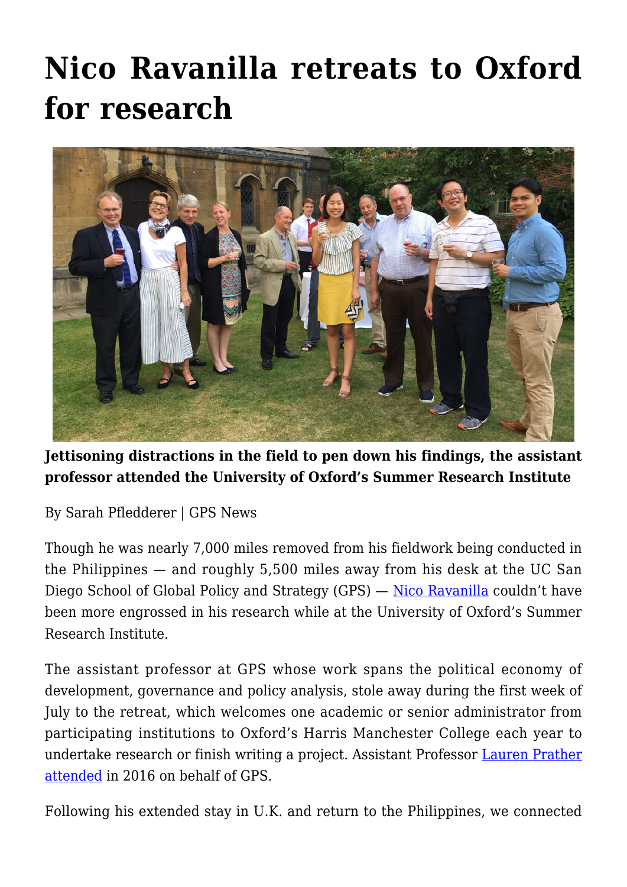# Nico Ravanilla retreats to Oxford for research

**Jettisoning distractions in the field to pen down his findings, the assistant professor attended the University of Oxford's Summer Research Institute**

By Sarah Pfledderer | GPS News

Though he was nearly 7,000 miles removed from his fieldwork being conducted in the Philippines — and roughly 5,500 miles away from his desk at the UC San Diego School of Global Policy and Strategy (GPS) — Nico Ravanilla couldn't have been more engrossed in his research while at the University of Oxford's Summer Research Institute.

The assistant professor at GPS whose work spans the political economy of development, governance and policy analysis, stole away during the first week of July to the retreat, which welcomes one academic or senior administrator from participating institutions to Oxford's Harris Manchester College each year to undertake research or finish writing a project. Assistant Professor Lauren Prather attended in 2016 on behalf of GPS.

Following his extended stay in U.K. and return to the Philippines, we connected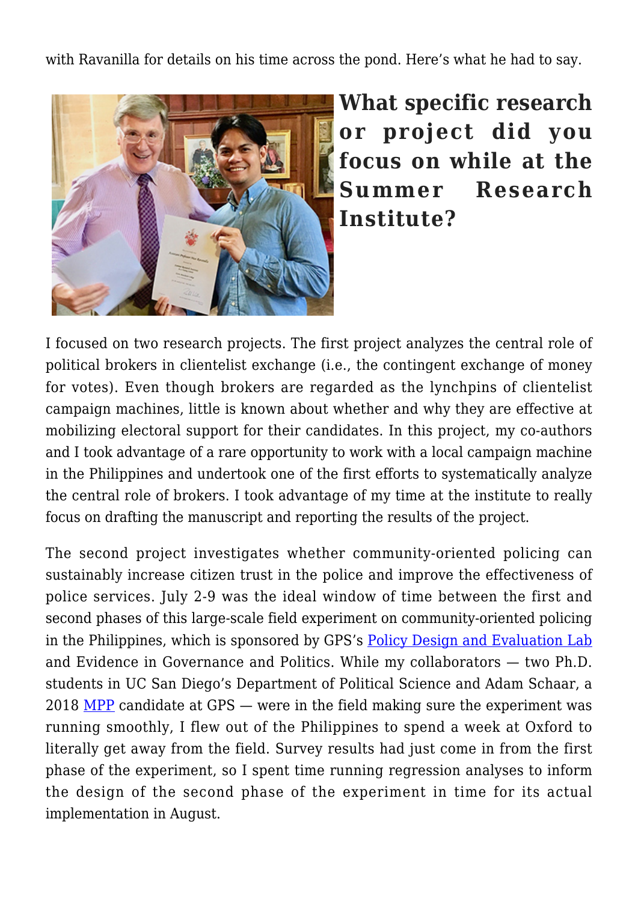with Ravanilla for details on his time across the pond. Here's what he had to say.

## What specific research or project did you focus on while at the Summer Research Institute?

I focused on two research projects. The first project analyzes the central role of political brokers in clientelist exchange (i.e., the contingent exchange of money for votes). Even though brokers are regarded as the lynchpins of clientelist campaign machines, little is known about whether and why they are effective at mobilizing electoral support for their candidates. In this project, my co-authors and I took advantage of a rare opportunity to work with a local campaign machine in the Philippines and undertook one of the first efforts to systematically analyze the central role of brokers. I took advantage of my time at the institute to really focus on drafting the manuscript and reporting the results of the project.

The second project investigates whether community-oriented policing can sustainably increase citizen trust in the police and improve the effectiveness of police services. July 2-9 was the ideal window of time between the first and second phases of this large-scale field experiment on community-oriented policing in the Philippines, which is sponsored by GPS's Policy Design and Evaluation Lab and Evidence in Governance and Politics. While my collaborators — two Ph.D. students in UC San Diego's Department of Political Science and Adam Schaar, a 2018 MPP candidate at GPS — were in the field making sure the experiment was running smoothly, I flew out of the Philippines to spend a week at Oxford to literally get away from the field. Survey results had just come in from the first phase of the experiment, so I spent time running regression analyses to inform the design of the second phase of the experiment in time for its actual implementation in August.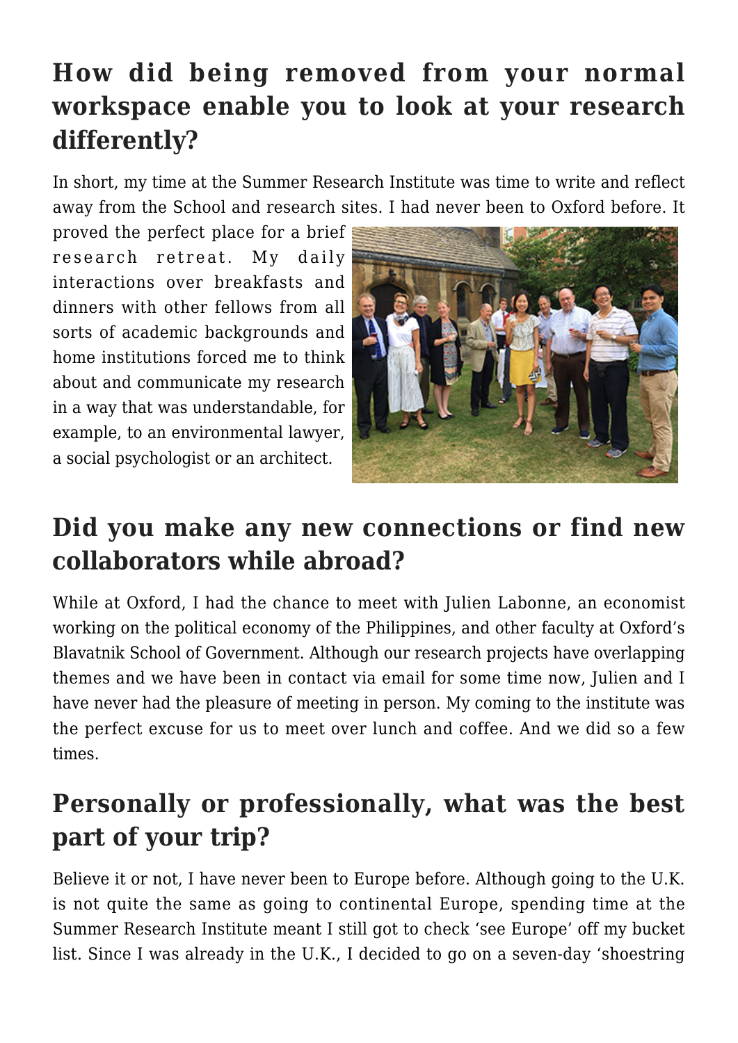## How did being removed from your normal workspace enable you to look at your research differently?

In short, my time at the Summer Research Institute was time to write and reflect away from the School and research sites. I had never been to Oxford before. It proved the perfect place for a brief research retreat. My daily interactions over breakfasts and dinners with other fellows from all sorts of academic backgrounds and home institutions forced me to think about and communicate my research in a way that was understandable, for example, to an environmental lawyer, a social psychologist or an architect.

## Did you make any new connections or find new collaborators while abroad?

While at Oxford, I had the chance to meet with Julien Labonne, an economist working on the political economy of the Philippines, and other faculty at Oxford's Blavatnik School of Government. Although our research projects have overlapping themes and we have been in contact via email for some time now, Julien and I have never had the pleasure of meeting in person. My coming to the institute was the perfect excuse for us to meet over lunch and coffee. And we did so a few times.

## Personally or professionally, what was the best part of your trip?

Believe it or not, I have never been to Europe before. Although going to the U.K. is not quite the same as going to continental Europe, spending time at the Summer Research Institute meant I still got to check 'see Europe' off my bucket list. Since I was already in the U.K., I decided to go on a seven-day 'shoestring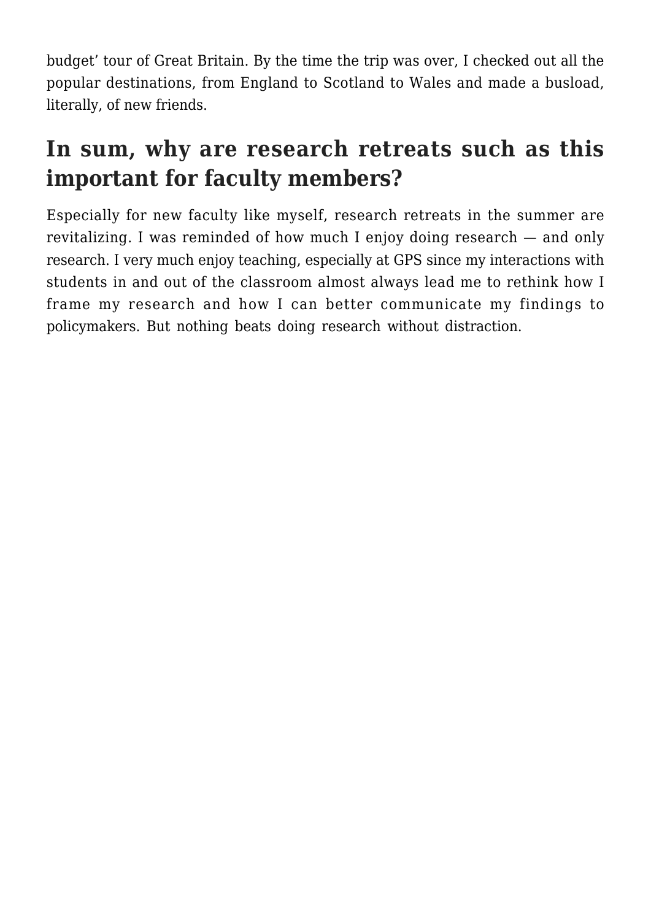budget' tour of Great Britain. By the time the trip was over, I checked out all the popular destinations, from England to Scotland to Wales and made a busload, literally, of new friends.

## In sum, why are research retreats such as this important for faculty members?

Especially for new faculty like myself, research retreats in the summer are revitalizing. I was reminded of how much I enjoy doing research — and only research. I very much enjoy teaching, especially at GPS since my interactions with students in and out of the classroom almost always lead me to rethink how I frame my research and how I can better communicate my findings to policymakers. But nothing beats doing research without distraction.